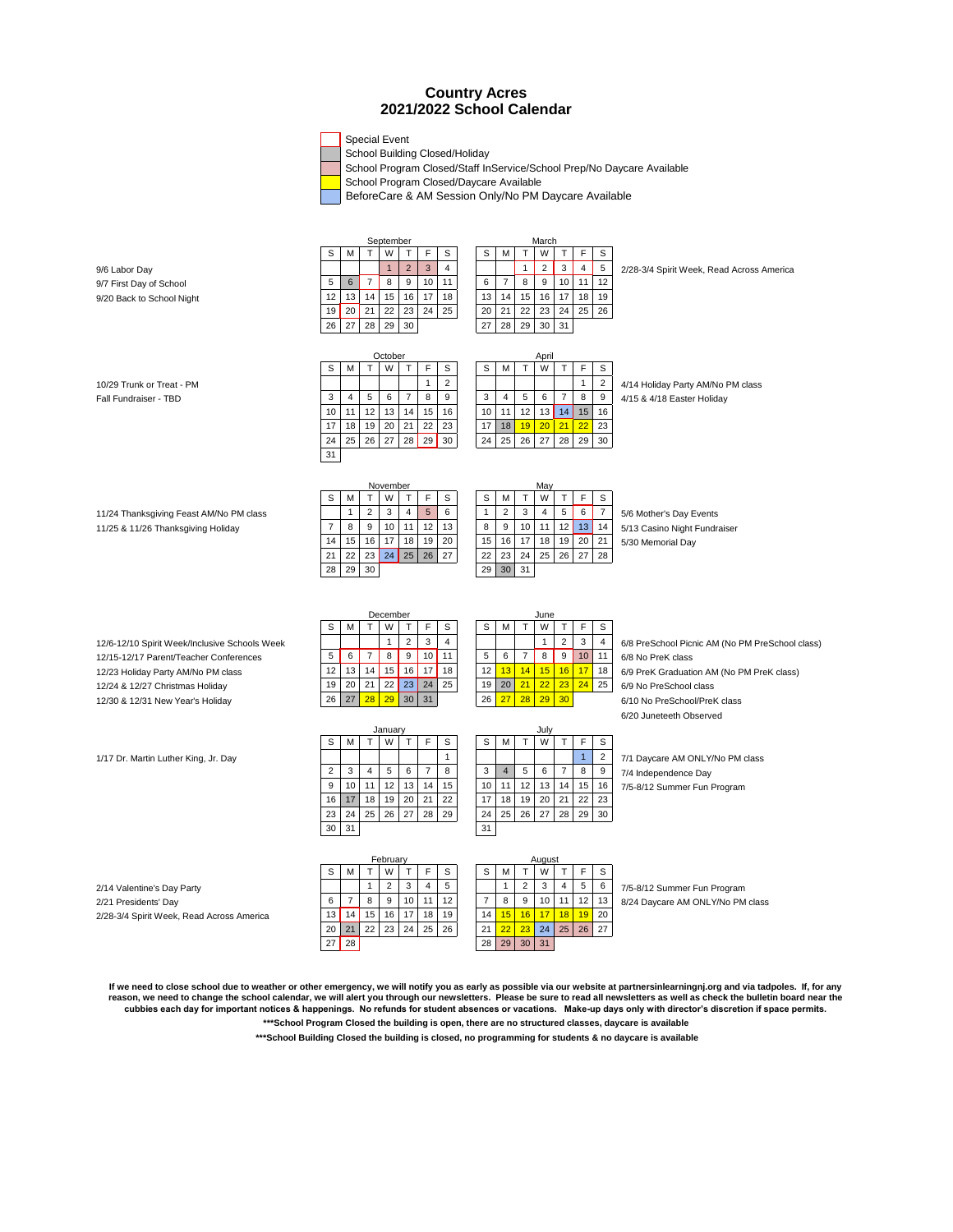# Country Acres
## 2021/2022 School Calendar

- Special Event
- School Building Closed/Holiday
- School Program Closed/Staff InService/School Prep/No Daycare Available
- School Program Closed/Daycare Available
- BeforeCare & AM Session Only/No PM Daycare Available

9/6 Labor Day
9/7 First Day of School
9/20 Back to School Night

**September**

| S | M | T | W | T | F | S |
|---|---|---|---|---|---|---|
| | | | 1 | 2 | 3 | 4 |
| 5 | 6 | 7 | 8 | 9 | 10 | 11 |
| 12 | 13 | 14 | 15 | 16 | 17 | 18 |
| 19 | 20 | 21 | 22 | 23 | 24 | 25 |
| 26 | 27 | 28 | 29 | 30 | | |

**March**

| S | M | T | W | T | F | S |
|---|---|---|---|---|---|---|
| | | 1 | 2 | 3 | 4 | 5 |
| 6 | 7 | 8 | 9 | 10 | 11 | 12 |
| 13 | 14 | 15 | 16 | 17 | 18 | 19 |
| 20 | 21 | 22 | 23 | 24 | 25 | 26 |
| 27 | 28 | 29 | 30 | 31 | | |

2/28-3/4 Spirit Week, Read Across America

10/29 Trunk or Treat - PM
Fall Fundraiser - TBD

**October**

| S | M | T | W | T | F | S |
|---|---|---|---|---|---|---|
| | | | | | 1 | 2 |
| 3 | 4 | 5 | 6 | 7 | 8 | 9 |
| 10 | 11 | 12 | 13 | 14 | 15 | 16 |
| 17 | 18 | 19 | 20 | 21 | 22 | 23 |
| 24 | 25 | 26 | 27 | 28 | 29 | 30 |
| 31 | | | | | | |

**April**

| S | M | T | W | T | F | S |
|---|---|---|---|---|---|---|
| | | | | | 1 | 2 |
| 3 | 4 | 5 | 6 | 7 | 8 | 9 |
| 10 | 11 | 12 | 13 | 14 | 15 | 16 |
| 17 | 18 | 19 | 20 | 21 | 22 | 23 |
| 24 | 25 | 26 | 27 | 28 | 29 | 30 |

4/14 Holiday Party AM/No PM class
4/15 & 4/18 Easter Holiday

11/24 Thanksgiving Feast AM/No PM class
11/25 & 11/26 Thanksgiving Holiday

**November**

| S | M | T | W | T | F | S |
|---|---|---|---|---|---|---|
| | 1 | 2 | 3 | 4 | 5 | 6 |
| 7 | 8 | 9 | 10 | 11 | 12 | 13 |
| 14 | 15 | 16 | 17 | 18 | 19 | 20 |
| 21 | 22 | 23 | 24 | 25 | 26 | 27 |
| 28 | 29 | 30 | | | | |

**May**

| S | M | T | W | T | F | S |
|---|---|---|---|---|---|---|
| 1 | 2 | 3 | 4 | 5 | 6 | 7 |
| 8 | 9 | 10 | 11 | 12 | 13 | 14 |
| 15 | 16 | 17 | 18 | 19 | 20 | 21 |
| 22 | 23 | 24 | 25 | 26 | 27 | 28 |
| 29 | 30 | 31 | | | | |

5/6 Mother's Day Events
5/13 Casino Night Fundraiser
5/30 Memorial Day

12/6-12/10 Spirit Week/Inclusive Schools Week
12/15-12/17 Parent/Teacher Conferences
12/23 Holiday Party AM/No PM class
12/24 & 12/27 Christmas Holiday
12/30 & 12/31 New Year's Holiday

**December**

| S | M | T | W | T | F | S |
|---|---|---|---|---|---|---|
| | | | 1 | 2 | 3 | 4 |
| 5 | 6 | 7 | 8 | 9 | 10 | 11 |
| 12 | 13 | 14 | 15 | 16 | 17 | 18 |
| 19 | 20 | 21 | 22 | 23 | 24 | 25 |
| 26 | 27 | 28 | 29 | 30 | 31 | |

**June**

| S | M | T | W | T | F | S |
|---|---|---|---|---|---|---|
| | | | 1 | 2 | 3 | 4 |
| 5 | 6 | 7 | 8 | 9 | 10 | 11 |
| 12 | 13 | 14 | 15 | 16 | 17 | 18 |
| 19 | 20 | 21 | 22 | 23 | 24 | 25 |
| 26 | 27 | 28 | 29 | 30 | | |

6/8 PreSchool Picnic AM (No PM PreSchool class)
6/8 No PreK class
6/9 PreK Graduation AM (No PM PreK class)
6/9 No PreSchool class
6/10 No PreSchool/PreK class
6/20 Juneteeth Observed

1/17 Dr. Martin Luther King, Jr. Day

**January**

| S | M | T | W | T | F | S |
|---|---|---|---|---|---|---|
| | | | | | | 1 |
| 2 | 3 | 4 | 5 | 6 | 7 | 8 |
| 9 | 10 | 11 | 12 | 13 | 14 | 15 |
| 16 | 17 | 18 | 19 | 20 | 21 | 22 |
| 23 | 24 | 25 | 26 | 27 | 28 | 29 |
| 30 | 31 | | | | | |

**July**

| S | M | T | W | T | F | S |
|---|---|---|---|---|---|---|
| | | | | | 1 | 2 |
| 3 | 4 | 5 | 6 | 7 | 8 | 9 |
| 10 | 11 | 12 | 13 | 14 | 15 | 16 |
| 17 | 18 | 19 | 20 | 21 | 22 | 23 |
| 24 | 25 | 26 | 27 | 28 | 29 | 30 |
| 31 | | | | | | |

7/1 Daycare AM ONLY/No PM class
7/4 Independence Day
7/5-8/12 Summer Fun Program

2/14 Valentine's Day Party
2/21 Presidents' Day
2/28-3/4 Spirit Week, Read Across America

**February**

| S | M | T | W | T | F | S |
|---|---|---|---|---|---|---|
| | | 1 | 2 | 3 | 4 | 5 |
| 6 | 7 | 8 | 9 | 10 | 11 | 12 |
| 13 | 14 | 15 | 16 | 17 | 18 | 19 |
| 20 | 21 | 22 | 23 | 24 | 25 | 26 |
| 27 | 28 | | | | | |

**August**

| S | M | T | W | T | F | S |
|---|---|---|---|---|---|---|
| | 1 | 2 | 3 | 4 | 5 | 6 |
| 7 | 8 | 9 | 10 | 11 | 12 | 13 |
| 14 | 15 | 16 | 17 | 18 | 19 | 20 |
| 21 | 22 | 23 | 24 | 25 | 26 | 27 |
| 28 | 29 | 30 | 31 | | | |

7/5-8/12 Summer Fun Program
8/24 Daycare AM ONLY/No PM class

**If we need to close school due to weather or other emergency, we will notify you as early as possible via our website at partnersinlearningnj.org and via tadpoles. If, for any reason, we need to change the school calendar, we will alert you through our newsletters. Please be sure to read all newsletters as well as check the bulletin board near the cubbies each day for important notices & happenings. No refunds for student absences or vacations. Make-up days only with director's discretion if space permits.**

**\*\*\*School Program Closed the building is open, there are no structured classes, daycare is available**

**\*\*\*School Building Closed the building is closed, no programming for students & no daycare is available**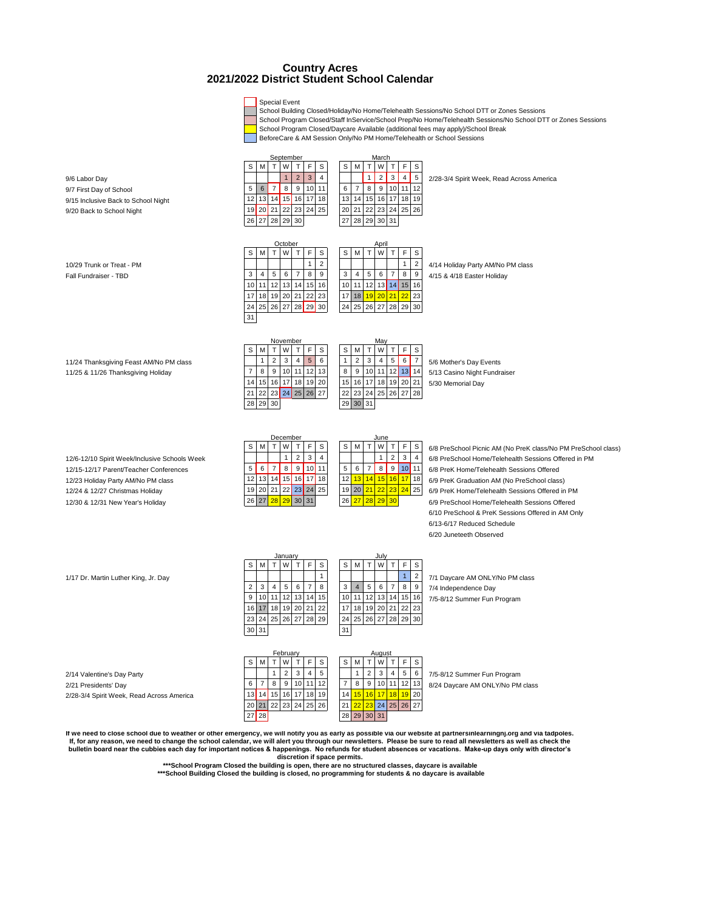# Country Acres
## 2021/2022 District Student School Calendar

- Special Event
- School Building Closed/Holiday/No Home/Telehealth Sessions/No School DTT or Zones Sessions
- School Program Closed/Staff InService/School Prep/No Home/Telehealth Sessions/No School DTT or Zones Sessions
- School Program Closed/Daycare Available (additional fees may apply)/School Break
- BeforeCare & AM Session Only/No PM Home/Telehealth or School Sessions

### September

| S | M | T | W | T | F | S |
|---|---|---|---|---|---|---|
| | | | 1 | 2 | 3 | 4 |
| 5 | 6 | 7 | 8 | 9 | 10 | 11 |
| 12 | 13 | 14 | 15 | 16 | 17 | 18 |
| 19 | 20 | 21 | 22 | 23 | 24 | 25 |
| 26 | 27 | 28 | 29 | 30 | | |

9/6 Labor Day
9/7 First Day of School
9/15 Inclusive Back to School Night
9/20 Back to School Night

### October

| S | M | T | W | T | F | S |
|---|---|---|---|---|---|---|
| | | | | | 1 | 2 |
| 3 | 4 | 5 | 6 | 7 | 8 | 9 |
| 10 | 11 | 12 | 13 | 14 | 15 | 16 |
| 17 | 18 | 19 | 20 | 21 | 22 | 23 |
| 24 | 25 | 26 | 27 | 28 | 29 | 30 |
| 31 | | | | | | |

10/29 Trunk or Treat - PM
Fall Fundraiser - TBD

### November

| S | M | T | W | T | F | S |
|---|---|---|---|---|---|---|
| | 1 | 2 | 3 | 4 | 5 | 6 |
| 7 | 8 | 9 | 10 | 11 | 12 | 13 |
| 14 | 15 | 16 | 17 | 18 | 19 | 20 |
| 21 | 22 | 23 | 24 | 25 | 26 | 27 |
| 28 | 29 | 30 | | | | |

11/24 Thanksgiving Feast AM/No PM class
11/25 & 11/26 Thanksgiving Holiday

### December

| S | M | T | W | T | F | S |
|---|---|---|---|---|---|---|
| | | | 1 | 2 | 3 | 4 |
| 5 | 6 | 7 | 8 | 9 | 10 | 11 |
| 12 | 13 | 14 | 15 | 16 | 17 | 18 |
| 19 | 20 | 21 | 22 | 23 | 24 | 25 |
| 26 | 27 | 28 | 29 | 30 | 31 | |

12/6-12/10 Spirit Week/Inclusive Schools Week
12/15-12/17 Parent/Teacher Conferences
12/23 Holiday Party AM/No PM class
12/24 & 12/27 Christmas Holiday
12/30 & 12/31 New Year's Holiday

### January

| S | M | T | W | T | F | S |
|---|---|---|---|---|---|---|
| | | | | | | 1 |
| 2 | 3 | 4 | 5 | 6 | 7 | 8 |
| 9 | 10 | 11 | 12 | 13 | 14 | 15 |
| 16 | 17 | 18 | 19 | 20 | 21 | 22 |
| 23 | 24 | 25 | 26 | 27 | 28 | 29 |
| 30 | 31 | | | | | |

1/17 Dr. Martin Luther King, Jr. Day

### February

| S | M | T | W | T | F | S |
|---|---|---|---|---|---|---|
| | | 1 | 2 | 3 | 4 | 5 |
| 6 | 7 | 8 | 9 | 10 | 11 | 12 |
| 13 | 14 | 15 | 16 | 17 | 18 | 19 |
| 20 | 21 | 22 | 23 | 24 | 25 | 26 |
| 27 | 28 | | | | | |

2/14 Valentine's Day Party
2/21 Presidents' Day
2/28-3/4 Spirit Week, Read Across America

### March

| S | M | T | W | T | F | S |
|---|---|---|---|---|---|---|
| | | 1 | 2 | 3 | 4 | 5 |
| 6 | 7 | 8 | 9 | 10 | 11 | 12 |
| 13 | 14 | 15 | 16 | 17 | 18 | 19 |
| 20 | 21 | 22 | 23 | 24 | 25 | 26 |
| 27 | 28 | 29 | 30 | 31 | | |

2/28-3/4 Spirit Week, Read Across America

### April

| S | M | T | W | T | F | S |
|---|---|---|---|---|---|---|
| | | | | | 1 | 2 |
| 3 | 4 | 5 | 6 | 7 | 8 | 9 |
| 10 | 11 | 12 | 13 | 14 | 15 | 16 |
| 17 | 18 | 19 | 20 | 21 | 22 | 23 |
| 24 | 25 | 26 | 27 | 28 | 29 | 30 |

4/14 Holiday Party AM/No PM class
4/15 & 4/18 Easter Holiday

### May

| S | M | T | W | T | F | S |
|---|---|---|---|---|---|---|
| 1 | 2 | 3 | 4 | 5 | 6 | 7 |
| 8 | 9 | 10 | 11 | 12 | 13 | 14 |
| 15 | 16 | 17 | 18 | 19 | 20 | 21 |
| 22 | 23 | 24 | 25 | 26 | 27 | 28 |
| 29 | 30 | 31 | | | | |

5/6 Mother's Day Events
5/13 Casino Night Fundraiser
5/30 Memorial Day

### June

| S | M | T | W | T | F | S |
|---|---|---|---|---|---|---|
| | | | 1 | 2 | 3 | 4 |
| 5 | 6 | 7 | 8 | 9 | 10 | 11 |
| 12 | 13 | 14 | 15 | 16 | 17 | 18 |
| 19 | 20 | 21 | 22 | 23 | 24 | 25 |
| 26 | 27 | 28 | 29 | 30 | | |

6/8 PreSchool Picnic AM (No PreK class/No PM PreSchool class)
6/8 PreSchool Home/Telehealth Sessions Offered in PM
6/8 PreK Home/Telehealth Sessions Offered
6/9 PreK Graduation AM (No PreSchool class)
6/9 PreK Home/Telehealth Sessions Offered in PM
6/9 PreSchool Home/Telehealth Sessions Offered
6/10 PreSchool & PreK Sessions Offered in AM Only
6/13-6/17 Reduced Schedule
6/20 Juneteeth Observed

### July

| S | M | T | W | T | F | S |
|---|---|---|---|---|---|---|
| | | | | | 1 | 2 |
| 3 | 4 | 5 | 6 | 7 | 8 | 9 |
| 10 | 11 | 12 | 13 | 14 | 15 | 16 |
| 17 | 18 | 19 | 20 | 21 | 22 | 23 |
| 24 | 25 | 26 | 27 | 28 | 29 | 30 |
| 31 | | | | | | |

7/1 Daycare AM ONLY/No PM class
7/4 Independence Day
7/5-8/12 Summer Fun Program

### August

| S | M | T | W | T | F | S |
|---|---|---|---|---|---|---|
| | 1 | 2 | 3 | 4 | 5 | 6 |
| 7 | 8 | 9 | 10 | 11 | 12 | 13 |
| 14 | 15 | 16 | 17 | 18 | 19 | 20 |
| 21 | 22 | 23 | 24 | 25 | 26 | 27 |
| 28 | 29 | 30 | 31 | | | |

7/5-8/12 Summer Fun Program
8/24 Daycare AM ONLY/No PM class

**If we need to close school due to weather or other emergency, we will notify you as early as possible via our website at partnersinlearningnj.org and via tadpoles. If, for any reason, we need to change the school calendar, we will alert you through our newsletters. Please be sure to read all newsletters as well as check the bulletin board near the cubbies each day for important notices & happenings. No refunds for student absences or vacations. Make-up days only with director's discretion if space permits.**

**\*\*\*School Program Closed the building is open, there are no structured classes, daycare is available**
**\*\*\*School Building Closed the building is closed, no programming for students & no daycare is available**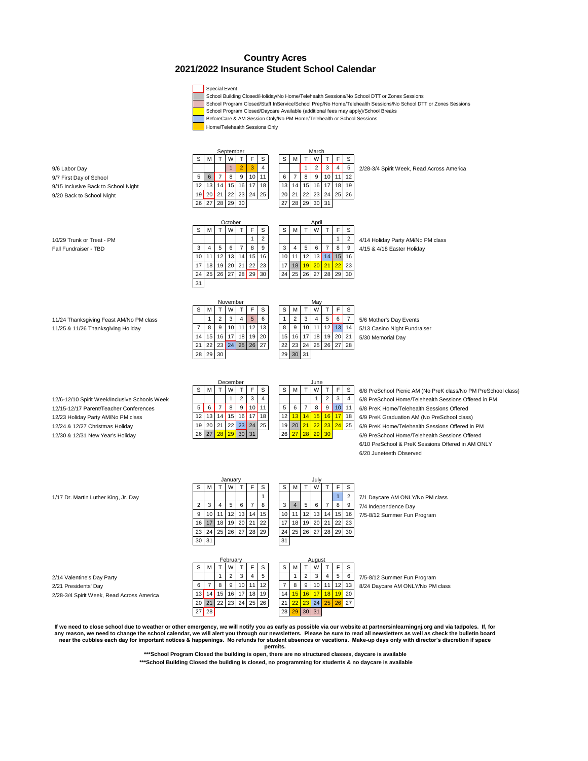# Country Acres
## 2021/2022 Insurance Student School Calendar

- Special Event
- School Building Closed/Holiday/No Home/Telehealth Sessions/No School DTT or Zones Sessions
- School Program Closed/Staff InService/School Prep/No Home/Telehealth Sessions/No School DTT or Zones Sessions
- School Program Closed/Daycare Available (additional fees may apply)/School Breaks
- BeforeCare & AM Session Only/No PM Home/Telehealth or School Sessions
- Home/Telehealth Sessions Only

### September

| S | M | T | W | T | F | S |
|---|---|---|---|---|---|---|
| | | | 1 | 2 | 3 | 4 |
| 5 | 6 | 7 | 8 | 9 | 10 | 11 |
| 12 | 13 | 14 | 15 | 16 | 17 | 18 |
| 19 | 20 | 21 | 22 | 23 | 24 | 25 |
| 26 | 27 | 28 | 29 | 30 | | |

9/6 Labor Day
9/7 First Day of School
9/15 Inclusive Back to School Night
9/20 Back to School Night

### October

| S | M | T | W | T | F | S |
|---|---|---|---|---|---|---|
| | | | | | 1 | 2 |
| 3 | 4 | 5 | 6 | 7 | 8 | 9 |
| 10 | 11 | 12 | 13 | 14 | 15 | 16 |
| 17 | 18 | 19 | 20 | 21 | 22 | 23 |
| 24 | 25 | 26 | 27 | 28 | 29 | 30 |
| 31 | | | | | | |

10/29 Trunk or Treat - PM
Fall Fundraiser - TBD

### November

| S | M | T | W | T | F | S |
|---|---|---|---|---|---|---|
| | 1 | 2 | 3 | 4 | 5 | 6 |
| 7 | 8 | 9 | 10 | 11 | 12 | 13 |
| 14 | 15 | 16 | 17 | 18 | 19 | 20 |
| 21 | 22 | 23 | 24 | 25 | 26 | 27 |
| 28 | 29 | 30 | | | | |

11/24 Thanksgiving Feast AM/No PM class
11/25 & 11/26 Thanksgiving Holiday

### December

| S | M | T | W | T | F | S |
|---|---|---|---|---|---|---|
| | | | 1 | 2 | 3 | 4 |
| 5 | 6 | 7 | 8 | 9 | 10 | 11 |
| 12 | 13 | 14 | 15 | 16 | 17 | 18 |
| 19 | 20 | 21 | 22 | 23 | 24 | 25 |
| 26 | 27 | 28 | 29 | 30 | 31 | |

12/6-12/10 Spirit Week/Inclusive Schools Week
12/15-12/17 Parent/Teacher Conferences
12/23 Holiday Party AM/No PM class
12/24 & 12/27 Christmas Holiday
12/30 & 12/31 New Year's Holiday

### January

| S | M | T | W | T | F | S |
|---|---|---|---|---|---|---|
| | | | | | | 1 |
| 2 | 3 | 4 | 5 | 6 | 7 | 8 |
| 9 | 10 | 11 | 12 | 13 | 14 | 15 |
| 16 | 17 | 18 | 19 | 20 | 21 | 22 |
| 23 | 24 | 25 | 26 | 27 | 28 | 29 |
| 30 | 31 | | | | | |

1/17 Dr. Martin Luther King, Jr. Day

### February

| S | M | T | W | T | F | S |
|---|---|---|---|---|---|---|
| | | 1 | 2 | 3 | 4 | 5 |
| 6 | 7 | 8 | 9 | 10 | 11 | 12 |
| 13 | 14 | 15 | 16 | 17 | 18 | 19 |
| 20 | 21 | 22 | 23 | 24 | 25 | 26 |
| 27 | 28 | | | | | |

2/14 Valentine's Day Party
2/21 Presidents' Day
2/28-3/4 Spirit Week, Read Across America

### March

| S | M | T | W | T | F | S |
|---|---|---|---|---|---|---|
| | | 1 | 2 | 3 | 4 | 5 |
| 6 | 7 | 8 | 9 | 10 | 11 | 12 |
| 13 | 14 | 15 | 16 | 17 | 18 | 19 |
| 20 | 21 | 22 | 23 | 24 | 25 | 26 |
| 27 | 28 | 29 | 30 | 31 | | |

2/28-3/4 Spirit Week, Read Across America

### April

| S | M | T | W | T | F | S |
|---|---|---|---|---|---|---|
| | | | | | 1 | 2 |
| 3 | 4 | 5 | 6 | 7 | 8 | 9 |
| 10 | 11 | 12 | 13 | 14 | 15 | 16 |
| 17 | 18 | 19 | 20 | 21 | 22 | 23 |
| 24 | 25 | 26 | 27 | 28 | 29 | 30 |

4/14 Holiday Party AM/No PM class
4/15 & 4/18 Easter Holiday

### May

| S | M | T | W | T | F | S |
|---|---|---|---|---|---|---|
| 1 | 2 | 3 | 4 | 5 | 6 | 7 |
| 8 | 9 | 10 | 11 | 12 | 13 | 14 |
| 15 | 16 | 17 | 18 | 19 | 20 | 21 |
| 22 | 23 | 24 | 25 | 26 | 27 | 28 |
| 29 | 30 | 31 | | | | |

5/6 Mother's Day Events
5/13 Casino Night Fundraiser
5/30 Memorial Day

### June

| S | M | T | W | T | F | S |
|---|---|---|---|---|---|---|
| | | | 1 | 2 | 3 | 4 |
| 5 | 6 | 7 | 8 | 9 | 10 | 11 |
| 12 | 13 | 14 | 15 | 16 | 17 | 18 |
| 19 | 20 | 21 | 22 | 23 | 24 | 25 |
| 26 | 27 | 28 | 29 | 30 | | |

6/8 PreSchool Picnic AM (No PreK class/No PM PreSchool class)
6/8 PreSchool Home/Telehealth Sessions Offered in PM
6/8 PreK Home/Telehealth Sessions Offered
6/9 PreK Graduation AM (No PreSchool class)
6/9 PreK Home/Telehealth Sessions Offered in PM
6/9 PreSchool Home/Telehealth Sessions Offered
6/10 PreSchool & PreK Sessions Offered in AM ONLY
6/20 Juneteeth Observed

### July

| S | M | T | W | T | F | S |
|---|---|---|---|---|---|---|
| | | | | | 1 | 2 |
| 3 | 4 | 5 | 6 | 7 | 8 | 9 |
| 10 | 11 | 12 | 13 | 14 | 15 | 16 |
| 17 | 18 | 19 | 20 | 21 | 22 | 23 |
| 24 | 25 | 26 | 27 | 28 | 29 | 30 |
| 31 | | | | | | |

7/1 Daycare AM ONLY/No PM class
7/4 Independence Day
7/5-8/12 Summer Fun Program

### August

| S | M | T | W | T | F | S |
|---|---|---|---|---|---|---|
| | 1 | 2 | 3 | 4 | 5 | 6 |
| 7 | 8 | 9 | 10 | 11 | 12 | 13 |
| 14 | 15 | 16 | 17 | 18 | 19 | 20 |
| 21 | 22 | 23 | 24 | 25 | 26 | 27 |
| 28 | 29 | 30 | 31 | | | |

7/5-8/12 Summer Fun Program
8/24 Daycare AM ONLY/No PM class

**If we need to close school due to weather or other emergency, we will notify you as early as possible via our website at partnersinlearningnj.org and via tadpoles. If, for any reason, we need to change the school calendar, we will alert you through our newsletters. Please be sure to read all newsletters as well as check the bulletin board near the cubbies each day for important notices & happenings. No refunds for student absences or vacations. Make-up days only with director's discretion if space permits.**

**\*\*\*School Program Closed the building is open, there are no structured classes, daycare is available**

**\*\*\*School Building Closed the building is closed, no programming for students & no daycare is available**